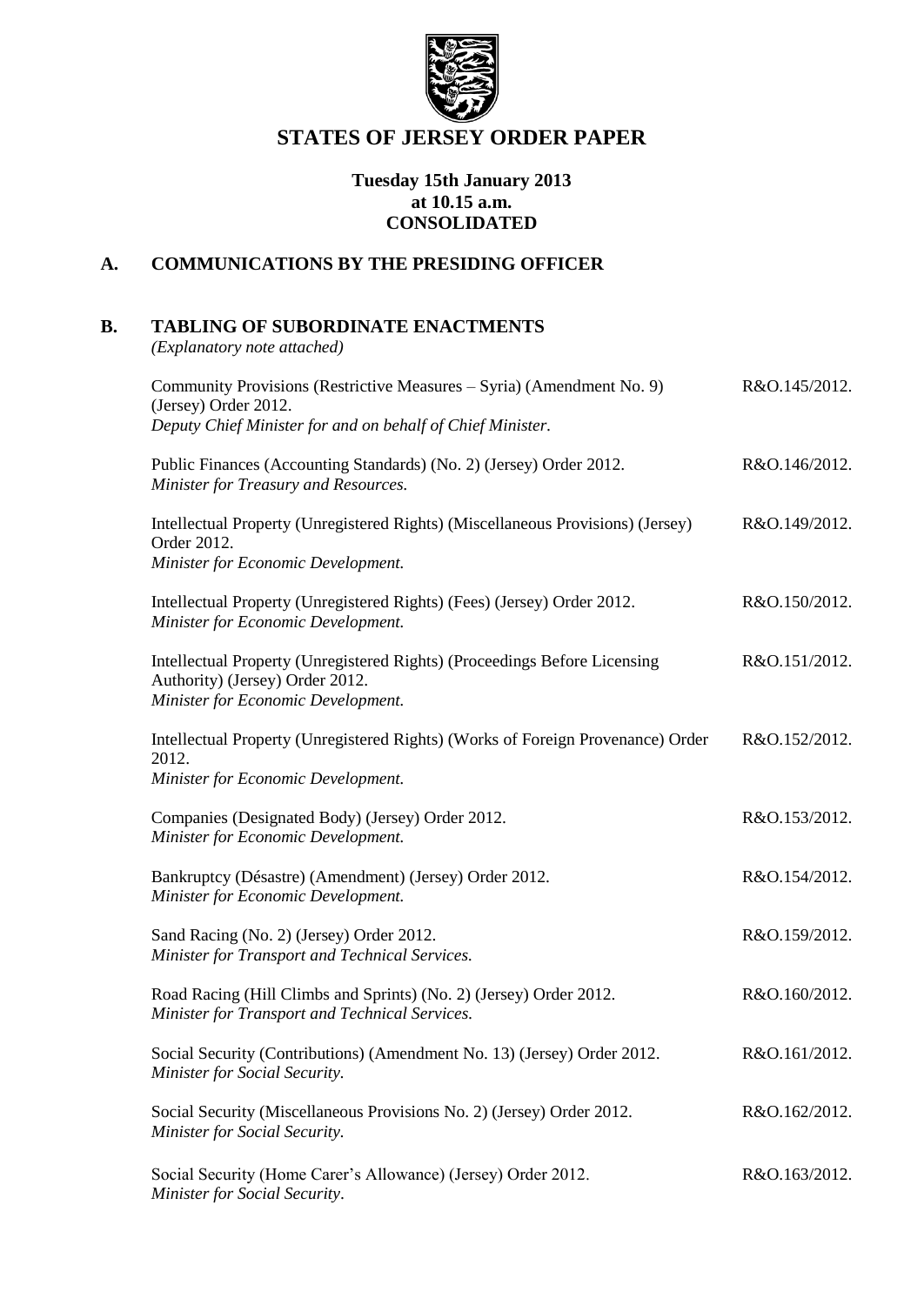# STATES OF JERSEY ORDER PAPER

**Tuesday 15th January 2013**
**at 10.15 a.m.**
**CONSOLIDATED**

## A. COMMUNICATIONS BY THE PRESIDING OFFICER

## B. TABLING OF SUBORDINATE ENACTMENTS

*(Explanatory note attached)*

| | |
|---|---|
| Community Provisions (Restrictive Measures – Syria) (Amendment No. 9) (Jersey) Order 2012.<br>*Deputy Chief Minister for and on behalf of Chief Minister.* | R&O.145/2012. |
| Public Finances (Accounting Standards) (No. 2) (Jersey) Order 2012.<br>*Minister for Treasury and Resources.* | R&O.146/2012. |
| Intellectual Property (Unregistered Rights) (Miscellaneous Provisions) (Jersey) Order 2012.<br>*Minister for Economic Development.* | R&O.149/2012. |
| Intellectual Property (Unregistered Rights) (Fees) (Jersey) Order 2012.<br>*Minister for Economic Development.* | R&O.150/2012. |
| Intellectual Property (Unregistered Rights) (Proceedings Before Licensing Authority) (Jersey) Order 2012.<br>*Minister for Economic Development.* | R&O.151/2012. |
| Intellectual Property (Unregistered Rights) (Works of Foreign Provenance) Order 2012.<br>*Minister for Economic Development.* | R&O.152/2012. |
| Companies (Designated Body) (Jersey) Order 2012.<br>*Minister for Economic Development.* | R&O.153/2012. |
| Bankruptcy (Désastre) (Amendment) (Jersey) Order 2012.<br>*Minister for Economic Development.* | R&O.154/2012. |
| Sand Racing (No. 2) (Jersey) Order 2012.<br>*Minister for Transport and Technical Services.* | R&O.159/2012. |
| Road Racing (Hill Climbs and Sprints) (No. 2) (Jersey) Order 2012.<br>*Minister for Transport and Technical Services.* | R&O.160/2012. |
| Social Security (Contributions) (Amendment No. 13) (Jersey) Order 2012.<br>*Minister for Social Security.* | R&O.161/2012. |
| Social Security (Miscellaneous Provisions No. 2) (Jersey) Order 2012.<br>*Minister for Social Security.* | R&O.162/2012. |
| Social Security (Home Carer's Allowance) (Jersey) Order 2012.<br>*Minister for Social Security.* | R&O.163/2012. |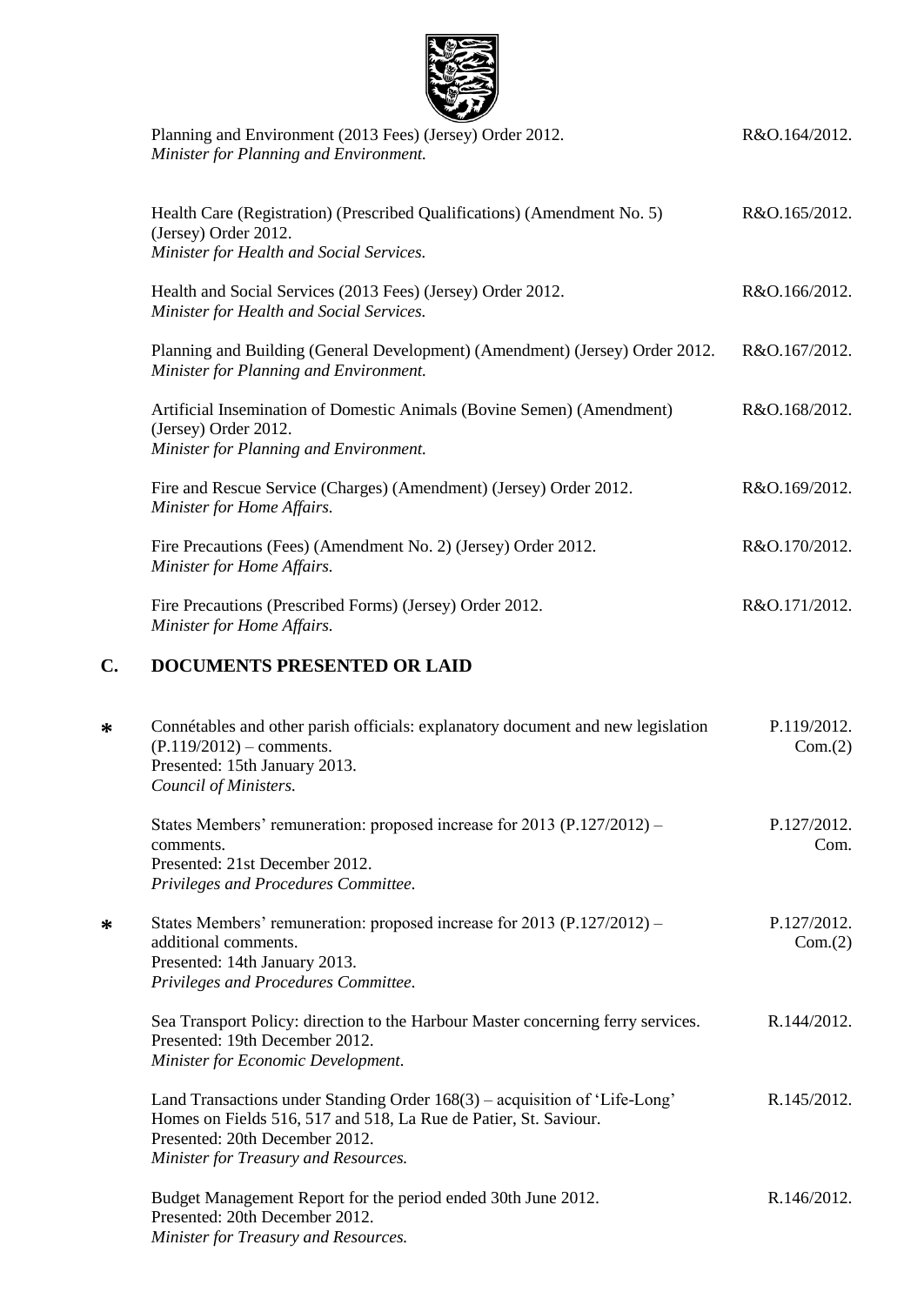Planning and Environment (2013 Fees) (Jersey) Order 2012. R&O.164/2012.
*Minister for Planning and Environment.*

Health Care (Registration) (Prescribed Qualifications) (Amendment No. 5) (Jersey) Order 2012. R&O.165/2012.
*Minister for Health and Social Services.*

Health and Social Services (2013 Fees) (Jersey) Order 2012. R&O.166/2012.
*Minister for Health and Social Services.*

Planning and Building (General Development) (Amendment) (Jersey) Order 2012. R&O.167/2012.
*Minister for Planning and Environment.*

Artificial Insemination of Domestic Animals (Bovine Semen) (Amendment) (Jersey) Order 2012. R&O.168/2012.
*Minister for Planning and Environment.*

Fire and Rescue Service (Charges) (Amendment) (Jersey) Order 2012. R&O.169/2012.
*Minister for Home Affairs.*

Fire Precautions (Fees) (Amendment No. 2) (Jersey) Order 2012. R&O.170/2012.
*Minister for Home Affairs.*

Fire Precautions (Prescribed Forms) (Jersey) Order 2012. R&O.171/2012.
*Minister for Home Affairs.*

## C. DOCUMENTS PRESENTED OR LAID

* Connétables and other parish officials: explanatory document and new legislation (P.119/2012) – comments. P.119/2012. Com.(2)
Presented: 15th January 2013.
*Council of Ministers.*

States Members' remuneration: proposed increase for 2013 (P.127/2012) – comments. P.127/2012. Com.
Presented: 21st December 2012.
*Privileges and Procedures Committee.*

* States Members' remuneration: proposed increase for 2013 (P.127/2012) – additional comments. P.127/2012. Com.(2)
Presented: 14th January 2013.
*Privileges and Procedures Committee.*

Sea Transport Policy: direction to the Harbour Master concerning ferry services. R.144/2012.
Presented: 19th December 2012.
*Minister for Economic Development.*

Land Transactions under Standing Order 168(3) – acquisition of 'Life-Long' Homes on Fields 516, 517 and 518, La Rue de Patier, St. Saviour. R.145/2012.
Presented: 20th December 2012.
*Minister for Treasury and Resources.*

Budget Management Report for the period ended 30th June 2012. R.146/2012.
Presented: 20th December 2012.
*Minister for Treasury and Resources.*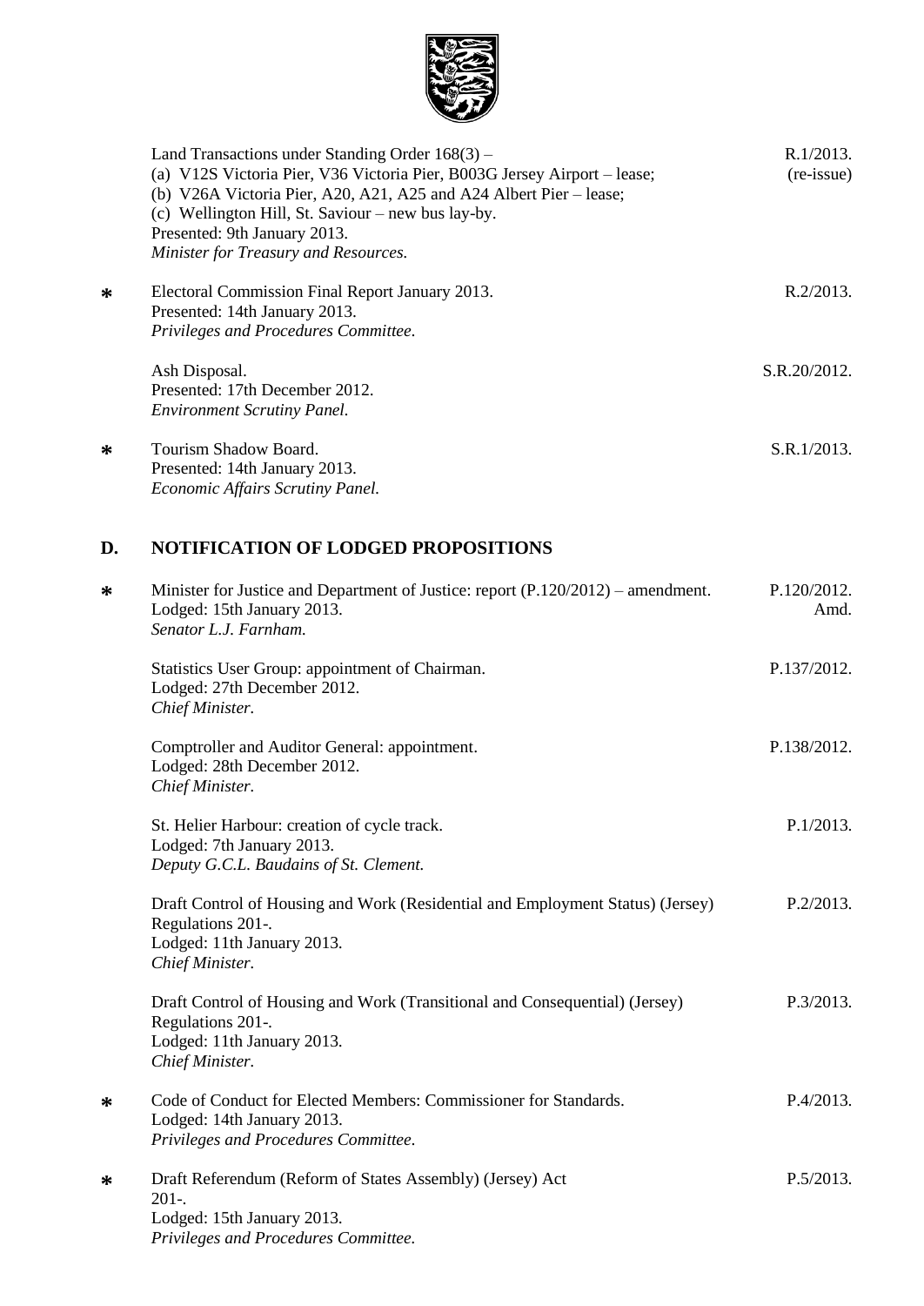| | | |
|---|---|---|
| | Land Transactions under Standing Order 168(3) –<br>(a) V12S Victoria Pier, V36 Victoria Pier, B003G Jersey Airport – lease;<br>(b) V26A Victoria Pier, A20, A21, A25 and A24 Albert Pier – lease;<br>(c) Wellington Hill, St. Saviour – new bus lay-by.<br>Presented: 9th January 2013.<br>*Minister for Treasury and Resources.* | R.1/2013.<br>(re-issue) |
| ∗ | Electoral Commission Final Report January 2013.<br>Presented: 14th January 2013.<br>*Privileges and Procedures Committee.* | R.2/2013. |
| | Ash Disposal.<br>Presented: 17th December 2012.<br>*Environment Scrutiny Panel.* | S.R.20/2012. |
| ∗ | Tourism Shadow Board.<br>Presented: 14th January 2013.<br>*Economic Affairs Scrutiny Panel.* | S.R.1/2013. |

## D. NOTIFICATION OF LODGED PROPOSITIONS

| | | |
|---|---|---|
| ∗ | Minister for Justice and Department of Justice: report (P.120/2012) – amendment.<br>Lodged: 15th January 2013.<br>*Senator L.J. Farnham.* | P.120/2012.<br>Amd. |
| | Statistics User Group: appointment of Chairman.<br>Lodged: 27th December 2012.<br>*Chief Minister.* | P.137/2012. |
| | Comptroller and Auditor General: appointment.<br>Lodged: 28th December 2012.<br>*Chief Minister.* | P.138/2012. |
| | St. Helier Harbour: creation of cycle track.<br>Lodged: 7th January 2013.<br>*Deputy G.C.L. Baudains of St. Clement.* | P.1/2013. |
| | Draft Control of Housing and Work (Residential and Employment Status) (Jersey) Regulations 201-.<br>Lodged: 11th January 2013.<br>*Chief Minister.* | P.2/2013. |
| | Draft Control of Housing and Work (Transitional and Consequential) (Jersey) Regulations 201-.<br>Lodged: 11th January 2013.<br>*Chief Minister.* | P.3/2013. |
| ∗ | Code of Conduct for Elected Members: Commissioner for Standards.<br>Lodged: 14th January 2013.<br>*Privileges and Procedures Committee.* | P.4/2013. |
| ∗ | Draft Referendum (Reform of States Assembly) (Jersey) Act 201-.<br>Lodged: 15th January 2013.<br>*Privileges and Procedures Committee.* | P.5/2013. |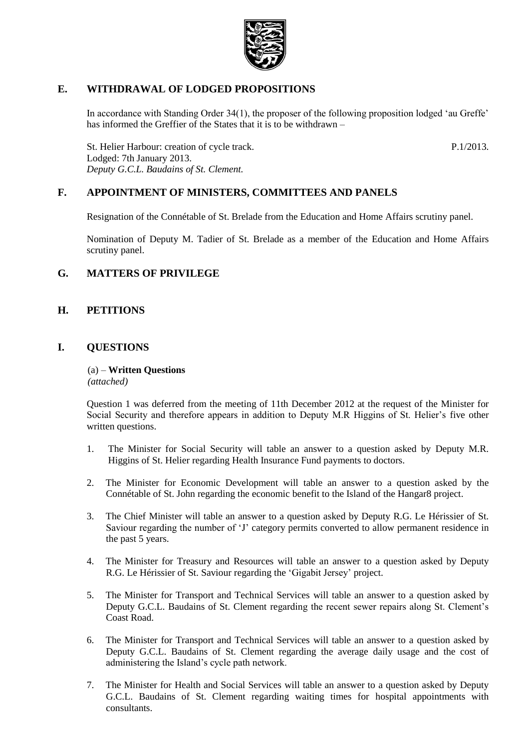## E. WITHDRAWAL OF LODGED PROPOSITIONS

In accordance with Standing Order 34(1), the proposer of the following proposition lodged 'au Greffe' has informed the Greffier of the States that it is to be withdrawn –

St. Helier Harbour: creation of cycle track. P.1/2013.
Lodged: 7th January 2013.
*Deputy G.C.L. Baudains of St. Clement.*

## F. APPOINTMENT OF MINISTERS, COMMITTEES AND PANELS

Resignation of the Connétable of St. Brelade from the Education and Home Affairs scrutiny panel.

Nomination of Deputy M. Tadier of St. Brelade as a member of the Education and Home Affairs scrutiny panel.

## G. MATTERS OF PRIVILEGE

## H. PETITIONS

## I. QUESTIONS

(a) – **Written Questions**
*(attached)*

Question 1 was deferred from the meeting of 11th December 2012 at the request of the Minister for Social Security and therefore appears in addition to Deputy M.R Higgins of St. Helier's five other written questions.

1. The Minister for Social Security will table an answer to a question asked by Deputy M.R. Higgins of St. Helier regarding Health Insurance Fund payments to doctors.
2. The Minister for Economic Development will table an answer to a question asked by the Connétable of St. John regarding the economic benefit to the Island of the Hangar8 project.
3. The Chief Minister will table an answer to a question asked by Deputy R.G. Le Hérissier of St. Saviour regarding the number of 'J' category permits converted to allow permanent residence in the past 5 years.
4. The Minister for Treasury and Resources will table an answer to a question asked by Deputy R.G. Le Hérissier of St. Saviour regarding the 'Gigabit Jersey' project.
5. The Minister for Transport and Technical Services will table an answer to a question asked by Deputy G.C.L. Baudains of St. Clement regarding the recent sewer repairs along St. Clement's Coast Road.
6. The Minister for Transport and Technical Services will table an answer to a question asked by Deputy G.C.L. Baudains of St. Clement regarding the average daily usage and the cost of administering the Island's cycle path network.
7. The Minister for Health and Social Services will table an answer to a question asked by Deputy G.C.L. Baudains of St. Clement regarding waiting times for hospital appointments with consultants.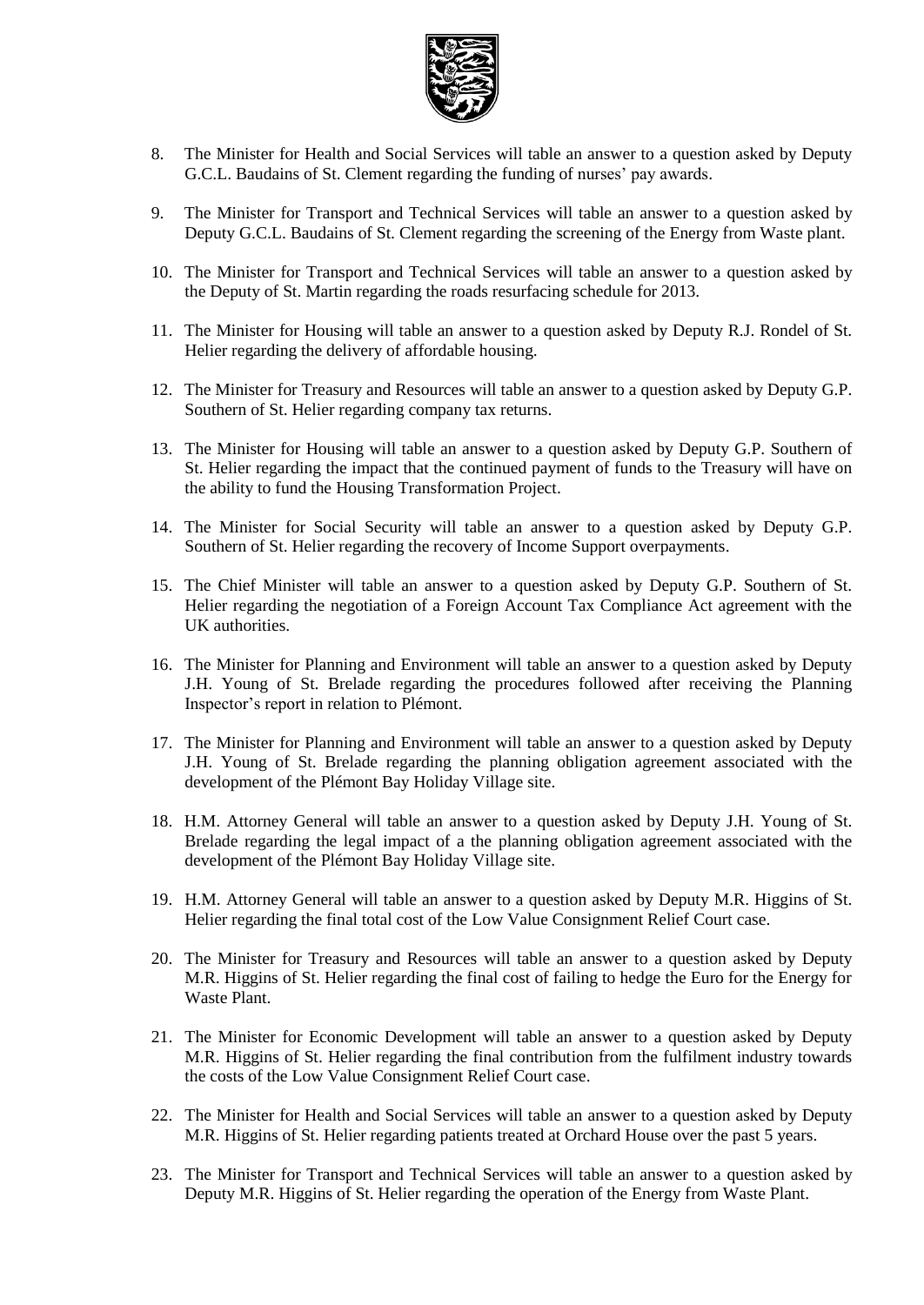8. The Minister for Health and Social Services will table an answer to a question asked by Deputy G.C.L. Baudains of St. Clement regarding the funding of nurses' pay awards.

9. The Minister for Transport and Technical Services will table an answer to a question asked by Deputy G.C.L. Baudains of St. Clement regarding the screening of the Energy from Waste plant.

10. The Minister for Transport and Technical Services will table an answer to a question asked by the Deputy of St. Martin regarding the roads resurfacing schedule for 2013.

11. The Minister for Housing will table an answer to a question asked by Deputy R.J. Rondel of St. Helier regarding the delivery of affordable housing.

12. The Minister for Treasury and Resources will table an answer to a question asked by Deputy G.P. Southern of St. Helier regarding company tax returns.

13. The Minister for Housing will table an answer to a question asked by Deputy G.P. Southern of St. Helier regarding the impact that the continued payment of funds to the Treasury will have on the ability to fund the Housing Transformation Project.

14. The Minister for Social Security will table an answer to a question asked by Deputy G.P. Southern of St. Helier regarding the recovery of Income Support overpayments.

15. The Chief Minister will table an answer to a question asked by Deputy G.P. Southern of St. Helier regarding the negotiation of a Foreign Account Tax Compliance Act agreement with the UK authorities.

16. The Minister for Planning and Environment will table an answer to a question asked by Deputy J.H. Young of St. Brelade regarding the procedures followed after receiving the Planning Inspector's report in relation to Plémont.

17. The Minister for Planning and Environment will table an answer to a question asked by Deputy J.H. Young of St. Brelade regarding the planning obligation agreement associated with the development of the Plémont Bay Holiday Village site.

18. H.M. Attorney General will table an answer to a question asked by Deputy J.H. Young of St. Brelade regarding the legal impact of a the planning obligation agreement associated with the development of the Plémont Bay Holiday Village site.

19. H.M. Attorney General will table an answer to a question asked by Deputy M.R. Higgins of St. Helier regarding the final total cost of the Low Value Consignment Relief Court case.

20. The Minister for Treasury and Resources will table an answer to a question asked by Deputy M.R. Higgins of St. Helier regarding the final cost of failing to hedge the Euro for the Energy for Waste Plant.

21. The Minister for Economic Development will table an answer to a question asked by Deputy M.R. Higgins of St. Helier regarding the final contribution from the fulfilment industry towards the costs of the Low Value Consignment Relief Court case.

22. The Minister for Health and Social Services will table an answer to a question asked by Deputy M.R. Higgins of St. Helier regarding patients treated at Orchard House over the past 5 years.

23. The Minister for Transport and Technical Services will table an answer to a question asked by Deputy M.R. Higgins of St. Helier regarding the operation of the Energy from Waste Plant.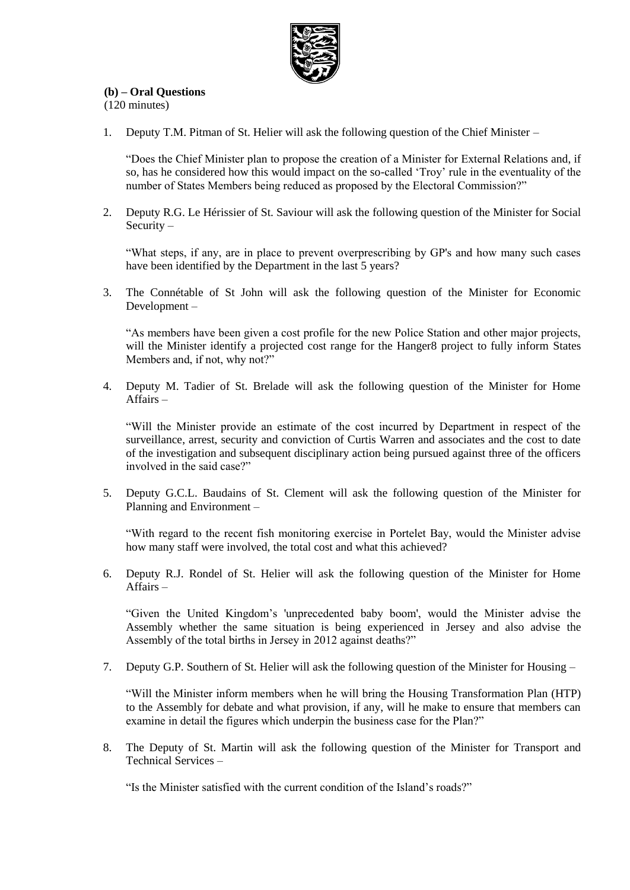**(b) – Oral Questions**
(120 minutes)

1. Deputy T.M. Pitman of St. Helier will ask the following question of the Chief Minister –

   "Does the Chief Minister plan to propose the creation of a Minister for External Relations and, if so, has he considered how this would impact on the so-called 'Troy' rule in the eventuality of the number of States Members being reduced as proposed by the Electoral Commission?"

2. Deputy R.G. Le Hérissier of St. Saviour will ask the following question of the Minister for Social Security –

   "What steps, if any, are in place to prevent overprescribing by GP's and how many such cases have been identified by the Department in the last 5 years?

3. The Connétable of St John will ask the following question of the Minister for Economic Development –

   "As members have been given a cost profile for the new Police Station and other major projects, will the Minister identify a projected cost range for the Hanger8 project to fully inform States Members and, if not, why not?"

4. Deputy M. Tadier of St. Brelade will ask the following question of the Minister for Home Affairs –

   "Will the Minister provide an estimate of the cost incurred by Department in respect of the surveillance, arrest, security and conviction of Curtis Warren and associates and the cost to date of the investigation and subsequent disciplinary action being pursued against three of the officers involved in the said case?"

5. Deputy G.C.L. Baudains of St. Clement will ask the following question of the Minister for Planning and Environment –

   "With regard to the recent fish monitoring exercise in Portelet Bay, would the Minister advise how many staff were involved, the total cost and what this achieved?

6. Deputy R.J. Rondel of St. Helier will ask the following question of the Minister for Home Affairs –

   "Given the United Kingdom's 'unprecedented baby boom', would the Minister advise the Assembly whether the same situation is being experienced in Jersey and also advise the Assembly of the total births in Jersey in 2012 against deaths?"

7. Deputy G.P. Southern of St. Helier will ask the following question of the Minister for Housing –

   "Will the Minister inform members when he will bring the Housing Transformation Plan (HTP) to the Assembly for debate and what provision, if any, will he make to ensure that members can examine in detail the figures which underpin the business case for the Plan?"

8. The Deputy of St. Martin will ask the following question of the Minister for Transport and Technical Services –

   "Is the Minister satisfied with the current condition of the Island's roads?"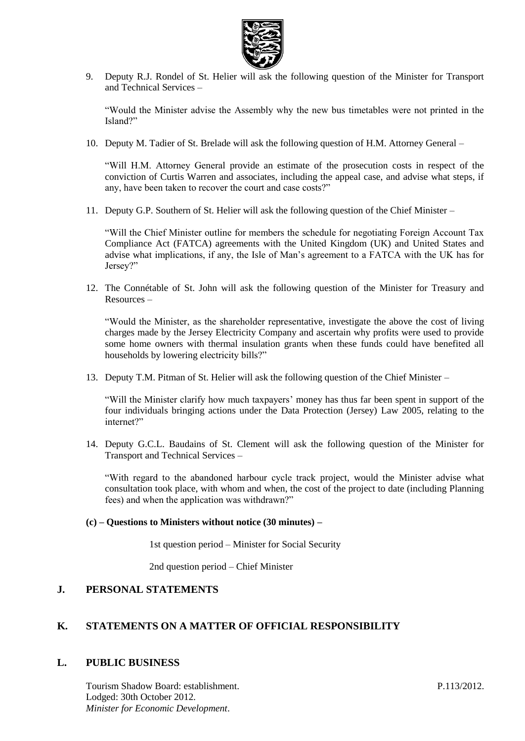9. Deputy R.J. Rondel of St. Helier will ask the following question of the Minister for Transport and Technical Services –

   "Would the Minister advise the Assembly why the new bus timetables were not printed in the Island?"

10. Deputy M. Tadier of St. Brelade will ask the following question of H.M. Attorney General –

    "Will H.M. Attorney General provide an estimate of the prosecution costs in respect of the conviction of Curtis Warren and associates, including the appeal case, and advise what steps, if any, have been taken to recover the court and case costs?"

11. Deputy G.P. Southern of St. Helier will ask the following question of the Chief Minister –

    "Will the Chief Minister outline for members the schedule for negotiating Foreign Account Tax Compliance Act (FATCA) agreements with the United Kingdom (UK) and United States and advise what implications, if any, the Isle of Man's agreement to a FATCA with the UK has for Jersey?"

12. The Connétable of St. John will ask the following question of the Minister for Treasury and Resources –

    "Would the Minister, as the shareholder representative, investigate the above the cost of living charges made by the Jersey Electricity Company and ascertain why profits were used to provide some home owners with thermal insulation grants when these funds could have benefited all households by lowering electricity bills?"

13. Deputy T.M. Pitman of St. Helier will ask the following question of the Chief Minister –

    "Will the Minister clarify how much taxpayers' money has thus far been spent in support of the four individuals bringing actions under the Data Protection (Jersey) Law 2005, relating to the internet?"

14. Deputy G.C.L. Baudains of St. Clement will ask the following question of the Minister for Transport and Technical Services –

    "With regard to the abandoned harbour cycle track project, would the Minister advise what consultation took place, with whom and when, the cost of the project to date (including Planning fees) and when the application was withdrawn?"

**(c) – Questions to Ministers without notice (30 minutes) –**

1st question period – Minister for Social Security

2nd question period – Chief Minister

## J. PERSONAL STATEMENTS

## K. STATEMENTS ON A MATTER OF OFFICIAL RESPONSIBILITY

## L. PUBLIC BUSINESS

Tourism Shadow Board: establishment. P.113/2012.
Lodged: 30th October 2012.
*Minister for Economic Development*.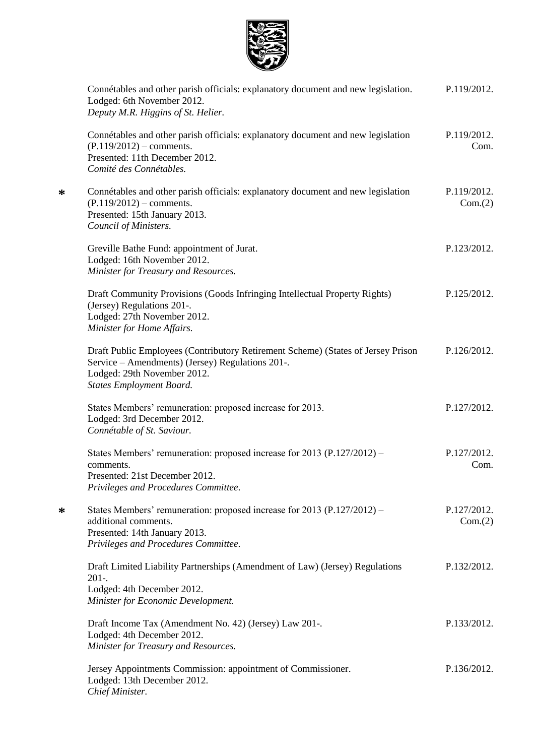Connétables and other parish officials: explanatory document and new legislation.
Lodged: 6th November 2012.
*Deputy M.R. Higgins of St. Helier.*
P.119/2012.

Connétables and other parish officials: explanatory document and new legislation (P.119/2012) – comments.
Presented: 11th December 2012.
*Comité des Connétables.*
P.119/2012. Com.

\* Connétables and other parish officials: explanatory document and new legislation (P.119/2012) – comments.
Presented: 15th January 2013.
*Council of Ministers.*
P.119/2012. Com.(2)

Greville Bathe Fund: appointment of Jurat.
Lodged: 16th November 2012.
*Minister for Treasury and Resources.*
P.123/2012.

Draft Community Provisions (Goods Infringing Intellectual Property Rights) (Jersey) Regulations 201-.
Lodged: 27th November 2012.
*Minister for Home Affairs.*
P.125/2012.

Draft Public Employees (Contributory Retirement Scheme) (States of Jersey Prison Service – Amendments) (Jersey) Regulations 201-.
Lodged: 29th November 2012.
*States Employment Board.*
P.126/2012.

States Members' remuneration: proposed increase for 2013.
Lodged: 3rd December 2012.
*Connétable of St. Saviour.*
P.127/2012.

States Members' remuneration: proposed increase for 2013 (P.127/2012) – comments.
Presented: 21st December 2012.
*Privileges and Procedures Committee.*
P.127/2012. Com.

\* States Members' remuneration: proposed increase for 2013 (P.127/2012) – additional comments.
Presented: 14th January 2013.
*Privileges and Procedures Committee.*
P.127/2012. Com.(2)

Draft Limited Liability Partnerships (Amendment of Law) (Jersey) Regulations 201-.
Lodged: 4th December 2012.
*Minister for Economic Development.*
P.132/2012.

Draft Income Tax (Amendment No. 42) (Jersey) Law 201-.
Lodged: 4th December 2012.
*Minister for Treasury and Resources.*
P.133/2012.

Jersey Appointments Commission: appointment of Commissioner.
Lodged: 13th December 2012.
*Chief Minister.*
P.136/2012.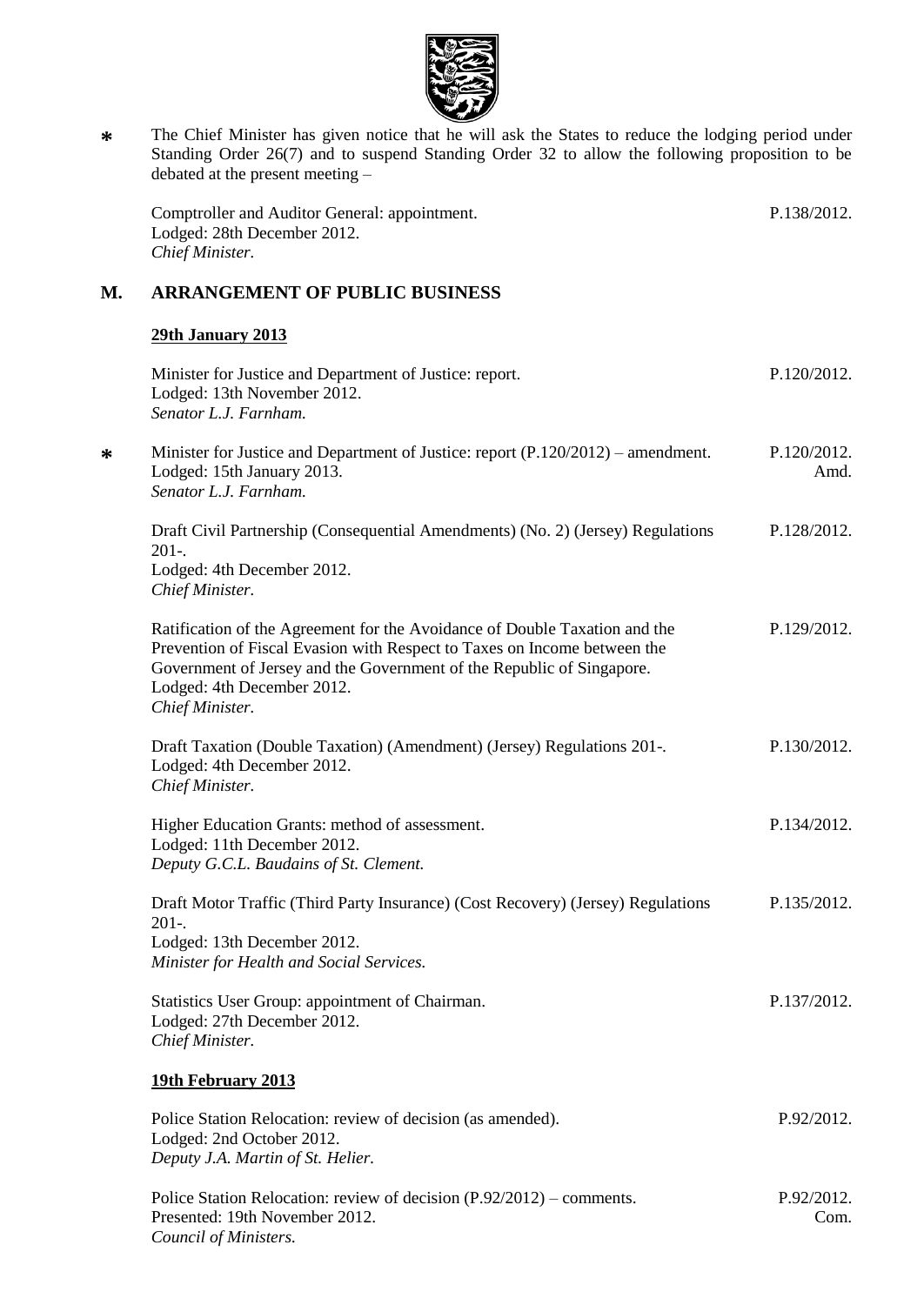- * The Chief Minister has given notice that he will ask the States to reduce the lodging period under Standing Order 26(7) and to suspend Standing Order 32 to allow the following proposition to be debated at the present meeting –

Comptroller and Auditor General: appointment. P.138/2012.
Lodged: 28th December 2012.
*Chief Minister.*

## M. ARRANGEMENT OF PUBLIC BUSINESS

**29th January 2013**

Minister for Justice and Department of Justice: report. P.120/2012.
Lodged: 13th November 2012.
*Senator L.J. Farnham.*

- * Minister for Justice and Department of Justice: report (P.120/2012) – amendment. P.120/2012. Amd.
Lodged: 15th January 2013.
*Senator L.J. Farnham.*

Draft Civil Partnership (Consequential Amendments) (No. 2) (Jersey) Regulations 201-. P.128/2012.
Lodged: 4th December 2012.
*Chief Minister.*

Ratification of the Agreement for the Avoidance of Double Taxation and the Prevention of Fiscal Evasion with Respect to Taxes on Income between the Government of Jersey and the Government of the Republic of Singapore. P.129/2012.
Lodged: 4th December 2012.
*Chief Minister.*

Draft Taxation (Double Taxation) (Amendment) (Jersey) Regulations 201-. P.130/2012.
Lodged: 4th December 2012.
*Chief Minister.*

Higher Education Grants: method of assessment. P.134/2012.
Lodged: 11th December 2012.
*Deputy G.C.L. Baudains of St. Clement.*

Draft Motor Traffic (Third Party Insurance) (Cost Recovery) (Jersey) Regulations 201-. P.135/2012.
Lodged: 13th December 2012.
*Minister for Health and Social Services.*

Statistics User Group: appointment of Chairman. P.137/2012.
Lodged: 27th December 2012.
*Chief Minister.*

**19th February 2013**

Police Station Relocation: review of decision (as amended). P.92/2012.
Lodged: 2nd October 2012.
*Deputy J.A. Martin of St. Helier.*

Police Station Relocation: review of decision (P.92/2012) – comments. P.92/2012. Com.
Presented: 19th November 2012.
*Council of Ministers.*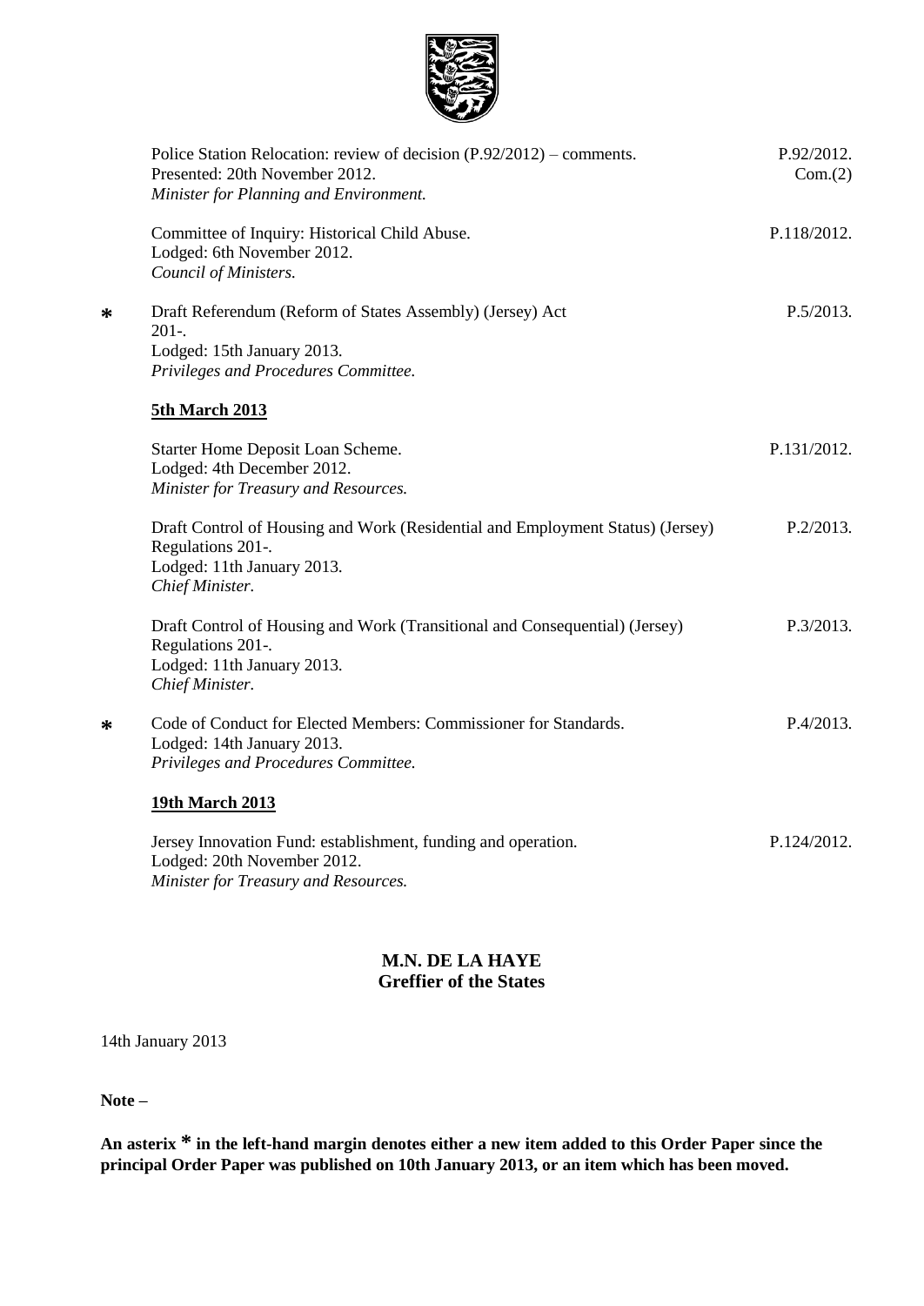Police Station Relocation: review of decision (P.92/2012) – comments.
Presented: 20th November 2012.
*Minister for Planning and Environment.*
P.92/2012.
Com.(2)

Committee of Inquiry: Historical Child Abuse.
Lodged: 6th November 2012.
*Council of Ministers.*
P.118/2012.

* Draft Referendum (Reform of States Assembly) (Jersey) Act 201-.
Lodged: 15th January 2013.
*Privileges and Procedures Committee.*
P.5/2013.

**5th March 2013**

Starter Home Deposit Loan Scheme.
Lodged: 4th December 2012.
*Minister for Treasury and Resources.*
P.131/2012.

Draft Control of Housing and Work (Residential and Employment Status) (Jersey) Regulations 201-.
Lodged: 11th January 2013.
*Chief Minister.*
P.2/2013.

Draft Control of Housing and Work (Transitional and Consequential) (Jersey) Regulations 201-.
Lodged: 11th January 2013.
*Chief Minister.*
P.3/2013.

* Code of Conduct for Elected Members: Commissioner for Standards.
Lodged: 14th January 2013.
*Privileges and Procedures Committee.*
P.4/2013.

**19th March 2013**

Jersey Innovation Fund: establishment, funding and operation.
Lodged: 20th November 2012.
*Minister for Treasury and Resources.*
P.124/2012.

**M.N. DE LA HAYE**
**Greffier of the States**

14th January 2013

**Note –**

**An asterix * in the left-hand margin denotes either a new item added to this Order Paper since the principal Order Paper was published on 10th January 2013, or an item which has been moved.**